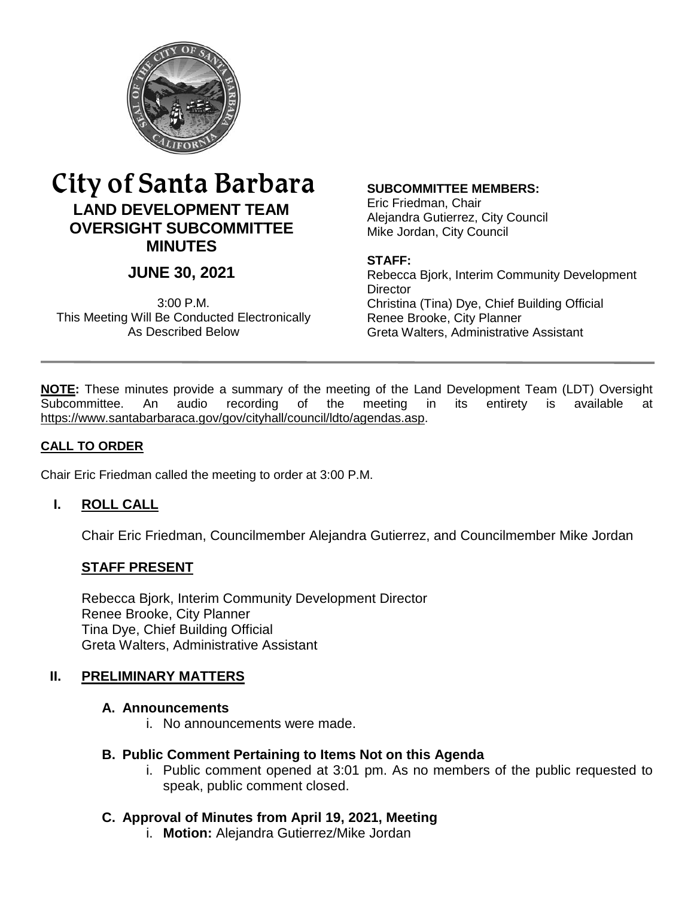# City of Santa Barbara

## LAND DEVELOPMENT TEAM OVERSIGHT SUBCOMMITTEE MINUTES

## JUNE 30, 2021

3:00 P.M.
This Meeting Will Be Conducted Electronically As Described Below

**SUBCOMMITTEE MEMBERS:**
Eric Friedman, Chair
Alejandra Gutierrez, City Council
Mike Jordan, City Council

**STAFF:**
Rebecca Bjork, Interim Community Development Director
Christina (Tina) Dye, Chief Building Official
Renee Brooke, City Planner
Greta Walters, Administrative Assistant

---

**NOTE:** These minutes provide a summary of the meeting of the Land Development Team (LDT) Oversight Subcommittee. An audio recording of the meeting in its entirety is available at https://www.santabarbaraca.gov/gov/cityhall/council/ldto/agendas.asp.

**CALL TO ORDER**

Chair Eric Friedman called the meeting to order at 3:00 P.M.

**I. ROLL CALL**

Chair Eric Friedman, Councilmember Alejandra Gutierrez, and Councilmember Mike Jordan

**STAFF PRESENT**

Rebecca Bjork, Interim Community Development Director
Renee Brooke, City Planner
Tina Dye, Chief Building Official
Greta Walters, Administrative Assistant

**II. PRELIMINARY MATTERS**

**A. Announcements**

i. No announcements were made.

**B. Public Comment Pertaining to Items Not on this Agenda**

i. Public comment opened at 3:01 pm. As no members of the public requested to speak, public comment closed.

**C. Approval of Minutes from April 19, 2021, Meeting**

i. **Motion:** Alejandra Gutierrez/Mike Jordan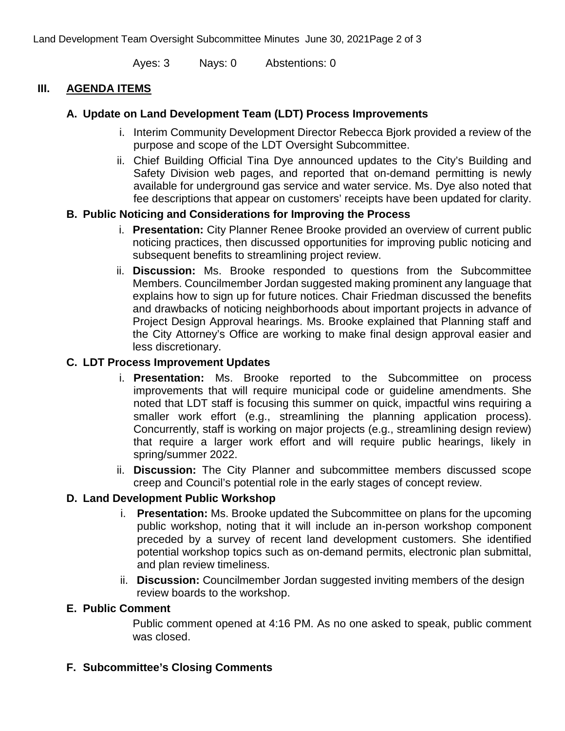Ayes: 3 Nays: 0 Abstentions: 0

## III. AGENDA ITEMS

### A. Update on Land Development Team (LDT) Process Improvements

i. Interim Community Development Director Rebecca Bjork provided a review of the purpose and scope of the LDT Oversight Subcommittee.

ii. Chief Building Official Tina Dye announced updates to the City's Building and Safety Division web pages, and reported that on-demand permitting is newly available for underground gas service and water service. Ms. Dye also noted that fee descriptions that appear on customers' receipts have been updated for clarity.

### B. Public Noticing and Considerations for Improving the Process

i. **Presentation:** City Planner Renee Brooke provided an overview of current public noticing practices, then discussed opportunities for improving public noticing and subsequent benefits to streamlining project review.

ii. **Discussion:** Ms. Brooke responded to questions from the Subcommittee Members. Councilmember Jordan suggested making prominent any language that explains how to sign up for future notices. Chair Friedman discussed the benefits and drawbacks of noticing neighborhoods about important projects in advance of Project Design Approval hearings. Ms. Brooke explained that Planning staff and the City Attorney's Office are working to make final design approval easier and less discretionary.

### C. LDT Process Improvement Updates

i. **Presentation:** Ms. Brooke reported to the Subcommittee on process improvements that will require municipal code or guideline amendments. She noted that LDT staff is focusing this summer on quick, impactful wins requiring a smaller work effort (e.g., streamlining the planning application process). Concurrently, staff is working on major projects (e.g., streamlining design review) that require a larger work effort and will require public hearings, likely in spring/summer 2022.

ii. **Discussion:** The City Planner and subcommittee members discussed scope creep and Council's potential role in the early stages of concept review.

### D. Land Development Public Workshop

i. **Presentation:** Ms. Brooke updated the Subcommittee on plans for the upcoming public workshop, noting that it will include an in-person workshop component preceded by a survey of recent land development customers. She identified potential workshop topics such as on-demand permits, electronic plan submittal, and plan review timeliness.

ii. **Discussion:** Councilmember Jordan suggested inviting members of the design review boards to the workshop.

### E. Public Comment

Public comment opened at 4:16 PM. As no one asked to speak, public comment was closed.

### F. Subcommittee's Closing Comments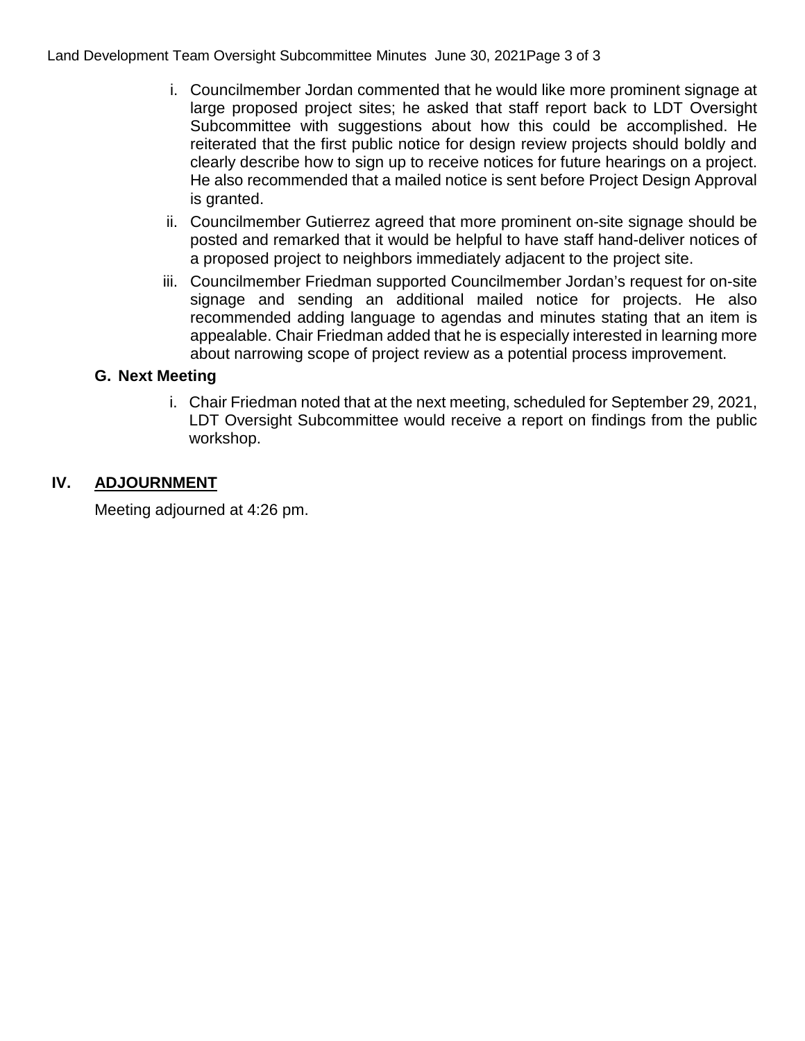i. Councilmember Jordan commented that he would like more prominent signage at large proposed project sites; he asked that staff report back to LDT Oversight Subcommittee with suggestions about how this could be accomplished. He reiterated that the first public notice for design review projects should boldly and clearly describe how to sign up to receive notices for future hearings on a project. He also recommended that a mailed notice is sent before Project Design Approval is granted.

ii. Councilmember Gutierrez agreed that more prominent on-site signage should be posted and remarked that it would be helpful to have staff hand-deliver notices of a proposed project to neighbors immediately adjacent to the project site.

iii. Councilmember Friedman supported Councilmember Jordan's request for on-site signage and sending an additional mailed notice for projects. He also recommended adding language to agendas and minutes stating that an item is appealable. Chair Friedman added that he is especially interested in learning more about narrowing scope of project review as a potential process improvement.

### G. Next Meeting

i. Chair Friedman noted that at the next meeting, scheduled for September 29, 2021, LDT Oversight Subcommittee would receive a report on findings from the public workshop.

## IV. ADJOURNMENT

Meeting adjourned at 4:26 pm.